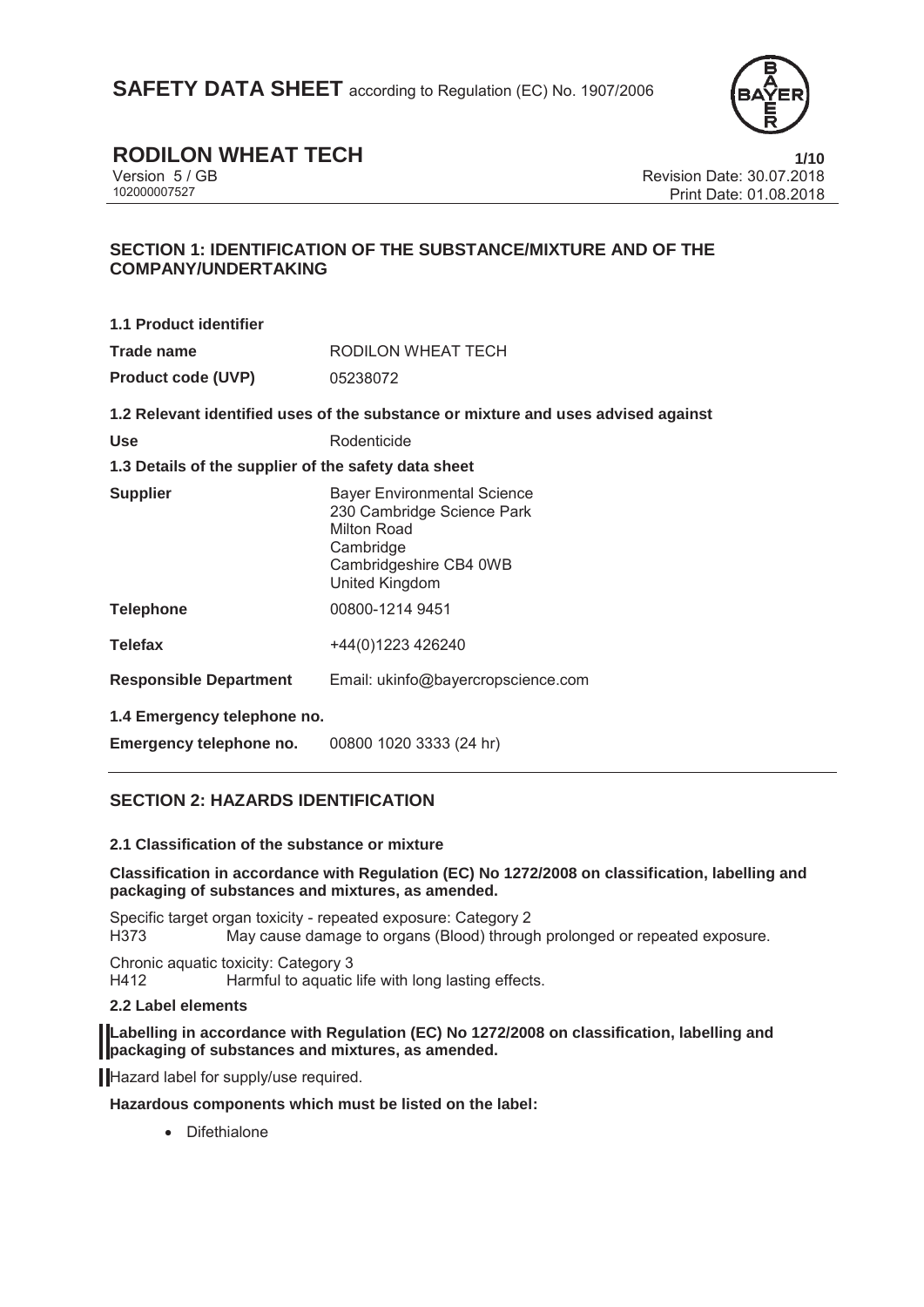# SAFETY DATA SHEET according to Regulation (EC) No. 1907/2006

## RODILON WHEAT TECH

Version 5 / GB
102000007527

Revision Date: 30.07.2018
Print Date: 01.08.2018

## SECTION 1: IDENTIFICATION OF THE SUBSTANCE/MIXTURE AND OF THE COMPANY/UNDERTAKING

**1.1 Product identifier**

| | |
|---|---|
| **Trade name** | RODILON WHEAT TECH |
| **Product code (UVP)** | 05238072 |

**1.2 Relevant identified uses of the substance or mixture and uses advised against**

| | |
|---|---|
| **Use** | Rodenticide |

**1.3 Details of the supplier of the safety data sheet**

| | |
|---|---|
| **Supplier** | Bayer Environmental Science<br>230 Cambridge Science Park<br>Milton Road<br>Cambridge<br>Cambridgeshire CB4 0WB<br>United Kingdom |
| **Telephone** | 00800-1214 9451 |
| **Telefax** | +44(0)1223 426240 |
| **Responsible Department** | Email: ukinfo@bayercropscience.com |

**1.4 Emergency telephone no.**

| | |
|---|---|
| **Emergency telephone no.** | 00800 1020 3333 (24 hr) |

## SECTION 2: HAZARDS IDENTIFICATION

**2.1 Classification of the substance or mixture**

**Classification in accordance with Regulation (EC) No 1272/2008 on classification, labelling and packaging of substances and mixtures, as amended.**

Specific target organ toxicity - repeated exposure: Category 2
H373 May cause damage to organs (Blood) through prolonged or repeated exposure.

Chronic aquatic toxicity: Category 3
H412 Harmful to aquatic life with long lasting effects.

**2.2 Label elements**

**Labelling in accordance with Regulation (EC) No 1272/2008 on classification, labelling and packaging of substances and mixtures, as amended.**

Hazard label for supply/use required.

**Hazardous components which must be listed on the label:**

- Difethialone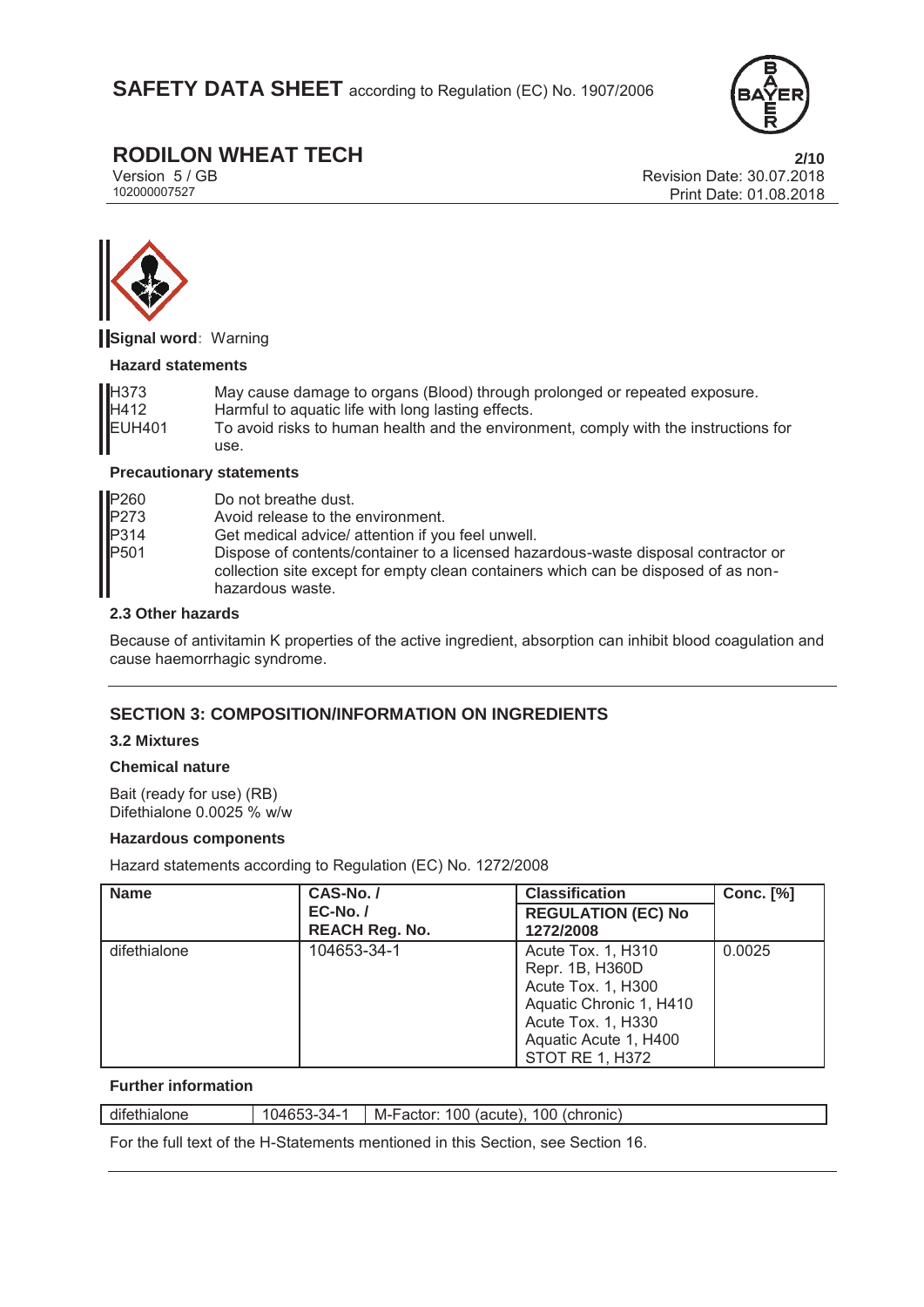**Signal word**: Warning

**Hazard statements**

| | |
|---|---|
| H373 | May cause damage to organs (Blood) through prolonged or repeated exposure. |
| H412 | Harmful to aquatic life with long lasting effects. |
| EUH401 | To avoid risks to human health and the environment, comply with the instructions for use. |

**Precautionary statements**

| | |
|---|---|
| P260 | Do not breathe dust. |
| P273 | Avoid release to the environment. |
| P314 | Get medical advice/ attention if you feel unwell. |
| P501 | Dispose of contents/container to a licensed hazardous-waste disposal contractor or collection site except for empty clean containers which can be disposed of as non-hazardous waste. |

**2.3 Other hazards**

Because of antivitamin K properties of the active ingredient, absorption can inhibit blood coagulation and cause haemorrhagic syndrome.

## SECTION 3: COMPOSITION/INFORMATION ON INGREDIENTS

**3.2 Mixtures**

**Chemical nature**

Bait (ready for use) (RB)
Difethialone 0.0025 % w/w

**Hazardous components**

Hazard statements according to Regulation (EC) No. 1272/2008

| Name | CAS-No. / EC-No. / REACH Reg. No. | Classification REGULATION (EC) No 1272/2008 | Conc. [%] |
|---|---|---|---|
| difethialone | 104653-34-1 | Acute Tox. 1, H310<br>Repr. 1B, H360D<br>Acute Tox. 1, H300<br>Aquatic Chronic 1, H410<br>Acute Tox. 1, H330<br>Aquatic Acute 1, H400<br>STOT RE 1, H372 | 0.0025 |

**Further information**

| | | |
|---|---|---|
| difethialone | 104653-34-1 | M-Factor: 100 (acute), 100 (chronic) |

For the full text of the H-Statements mentioned in this Section, see Section 16.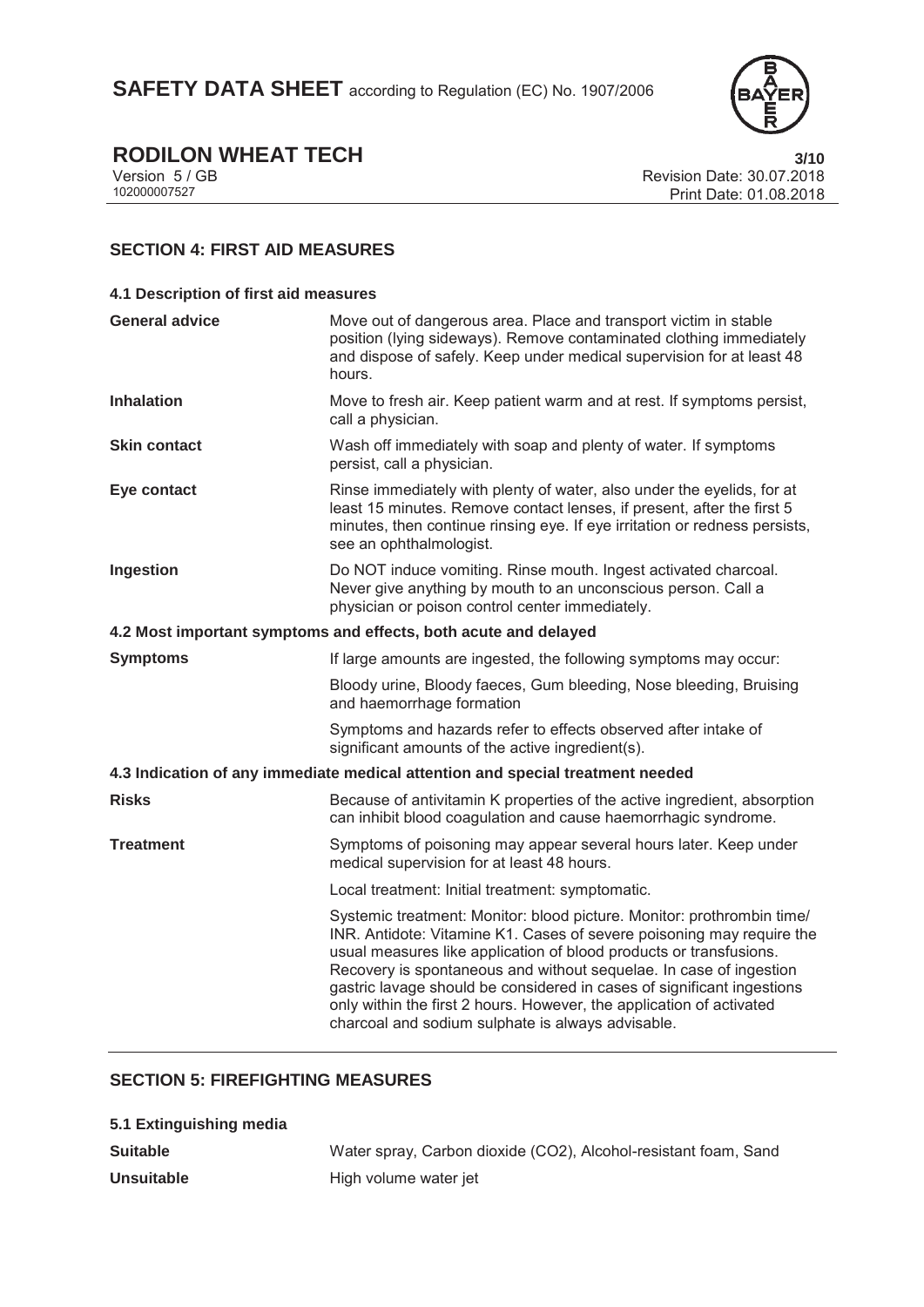## SECTION 4: FIRST AID MEASURES

### 4.1 Description of first aid measures

| | |
|---|---|
| **General advice** | Move out of dangerous area. Place and transport victim in stable position (lying sideways). Remove contaminated clothing immediately and dispose of safely. Keep under medical supervision for at least 48 hours. |
| **Inhalation** | Move to fresh air. Keep patient warm and at rest. If symptoms persist, call a physician. |
| **Skin contact** | Wash off immediately with soap and plenty of water. If symptoms persist, call a physician. |
| **Eye contact** | Rinse immediately with plenty of water, also under the eyelids, for at least 15 minutes. Remove contact lenses, if present, after the first 5 minutes, then continue rinsing eye. If eye irritation or redness persists, see an ophthalmologist. |
| **Ingestion** | Do NOT induce vomiting. Rinse mouth. Ingest activated charcoal. Never give anything by mouth to an unconscious person. Call a physician or poison control center immediately. |

### 4.2 Most important symptoms and effects, both acute and delayed

| | |
|---|---|
| **Symptoms** | If large amounts are ingested, the following symptoms may occur: |
| | Bloody urine, Bloody faeces, Gum bleeding, Nose bleeding, Bruising and haemorrhage formation |
| | Symptoms and hazards refer to effects observed after intake of significant amounts of the active ingredient(s). |

### 4.3 Indication of any immediate medical attention and special treatment needed

| | |
|---|---|
| **Risks** | Because of antivitamin K properties of the active ingredient, absorption can inhibit blood coagulation and cause haemorrhagic syndrome. |
| **Treatment** | Symptoms of poisoning may appear several hours later. Keep under medical supervision for at least 48 hours. |
| | Local treatment: Initial treatment: symptomatic. |
| | Systemic treatment: Monitor: blood picture. Monitor: prothrombin time/ INR. Antidote: Vitamine K1. Cases of severe poisoning may require the usual measures like application of blood products or transfusions. Recovery is spontaneous and without sequelae. In case of ingestion gastric lavage should be considered in cases of significant ingestions only within the first 2 hours. However, the application of activated charcoal and sodium sulphate is always advisable. |

## SECTION 5: FIREFIGHTING MEASURES

### 5.1 Extinguishing media

| | |
|---|---|
| **Suitable** | Water spray, Carbon dioxide ($CO_2$), Alcohol-resistant foam, Sand |
| **Unsuitable** | High volume water jet |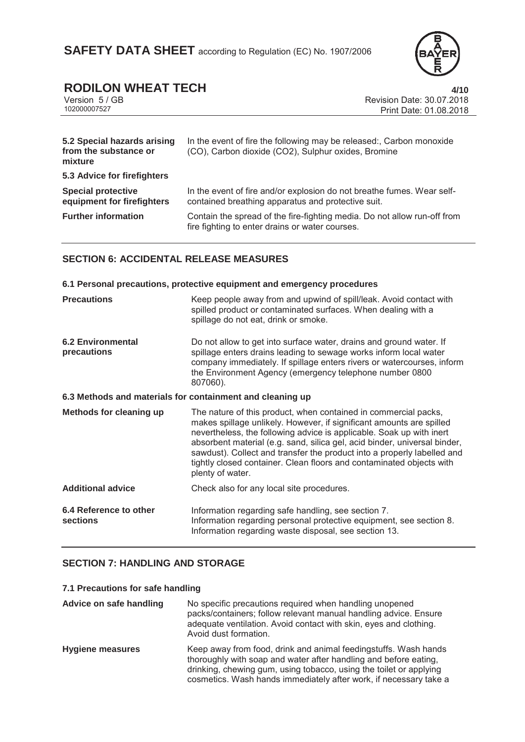| | |
|---|---|
| **5.2 Special hazards arising from the substance or mixture** | In the event of fire the following may be released:, Carbon monoxide (CO), Carbon dioxide (CO2), Sulphur oxides, Bromine |
| **5.3 Advice for firefighters** | |
| **Special protective equipment for firefighters** | In the event of fire and/or explosion do not breathe fumes. Wear self-contained breathing apparatus and protective suit. |
| **Further information** | Contain the spread of the fire-fighting media. Do not allow run-off from fire fighting to enter drains or water courses. |

## SECTION 6: ACCIDENTAL RELEASE MEASURES

### 6.1 Personal precautions, protective equipment and emergency procedures

| | |
|---|---|
| **Precautions** | Keep people away from and upwind of spill/leak. Avoid contact with spilled product or contaminated surfaces. When dealing with a spillage do not eat, drink or smoke. |
| **6.2 Environmental precautions** | Do not allow to get into surface water, drains and ground water. If spillage enters drains leading to sewage works inform local water company immediately. If spillage enters rivers or watercourses, inform the Environment Agency (emergency telephone number 0800 807060). |

### 6.3 Methods and materials for containment and cleaning up

| | |
|---|---|
| **Methods for cleaning up** | The nature of this product, when contained in commercial packs, makes spillage unlikely. However, if significant amounts are spilled nevertheless, the following advice is applicable. Soak up with inert absorbent material (e.g. sand, silica gel, acid binder, universal binder, sawdust). Collect and transfer the product into a properly labelled and tightly closed container. Clean floors and contaminated objects with plenty of water. |
| **Additional advice** | Check also for any local site procedures. |
| **6.4 Reference to other sections** | Information regarding safe handling, see section 7.<br>Information regarding personal protective equipment, see section 8.<br>Information regarding waste disposal, see section 13. |

## SECTION 7: HANDLING AND STORAGE

### 7.1 Precautions for safe handling

| | |
|---|---|
| **Advice on safe handling** | No specific precautions required when handling unopened packs/containers; follow relevant manual handling advice. Ensure adequate ventilation. Avoid contact with skin, eyes and clothing. Avoid dust formation. |
| **Hygiene measures** | Keep away from food, drink and animal feedingstuffs. Wash hands thoroughly with soap and water after handling and before eating, drinking, chewing gum, using tobacco, using the toilet or applying cosmetics. Wash hands immediately after work, if necessary take a |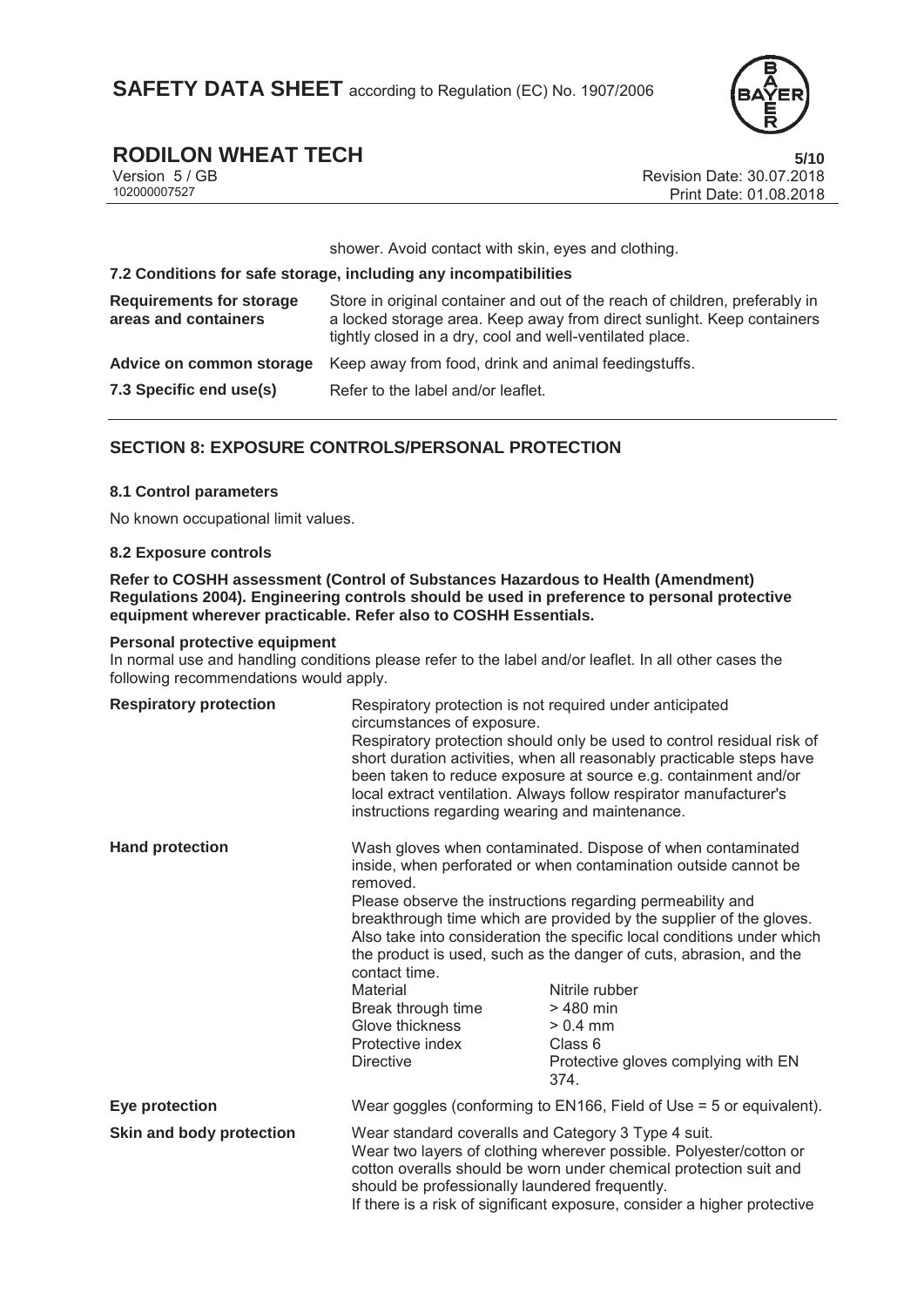shower. Avoid contact with skin, eyes and clothing.

### 7.2 Conditions for safe storage, including any incompatibilities

| | |
|---|---|
| **Requirements for storage areas and containers** | Store in original container and out of the reach of children, preferably in a locked storage area. Keep away from direct sunlight. Keep containers tightly closed in a dry, cool and well-ventilated place. |
| **Advice on common storage** | Keep away from food, drink and animal feedingstuffs. |
| **7.3 Specific end use(s)** | Refer to the label and/or leaflet. |

## SECTION 8: EXPOSURE CONTROLS/PERSONAL PROTECTION

### 8.1 Control parameters

No known occupational limit values.

### 8.2 Exposure controls

**Refer to COSHH assessment (Control of Substances Hazardous to Health (Amendment) Regulations 2004). Engineering controls should be used in preference to personal protective equipment wherever practicable. Refer also to COSHH Essentials.**

**Personal protective equipment**

In normal use and handling conditions please refer to the label and/or leaflet. In all other cases the following recommendations would apply.

**Respiratory protection**

Respiratory protection is not required under anticipated circumstances of exposure.
Respiratory protection should only be used to control residual risk of short duration activities, when all reasonably practicable steps have been taken to reduce exposure at source e.g. containment and/or local extract ventilation. Always follow respirator manufacturer's instructions regarding wearing and maintenance.

**Hand protection**

Wash gloves when contaminated. Dispose of when contaminated inside, when perforated or when contamination outside cannot be removed.
Please observe the instructions regarding permeability and breakthrough time which are provided by the supplier of the gloves. Also take into consideration the specific local conditions under which the product is used, such as the danger of cuts, abrasion, and the contact time.

| | |
|---|---|
| Material | Nitrile rubber |
| Break through time | > 480 min |
| Glove thickness | > 0.4 mm |
| Protective index | Class 6 |
| Directive | Protective gloves complying with EN 374. |

**Eye protection**

Wear goggles (conforming to EN166, Field of Use = 5 or equivalent).

**Skin and body protection**

Wear standard coveralls and Category 3 Type 4 suit.
Wear two layers of clothing wherever possible. Polyester/cotton or cotton overalls should be worn under chemical protection suit and should be professionally laundered frequently.
If there is a risk of significant exposure, consider a higher protective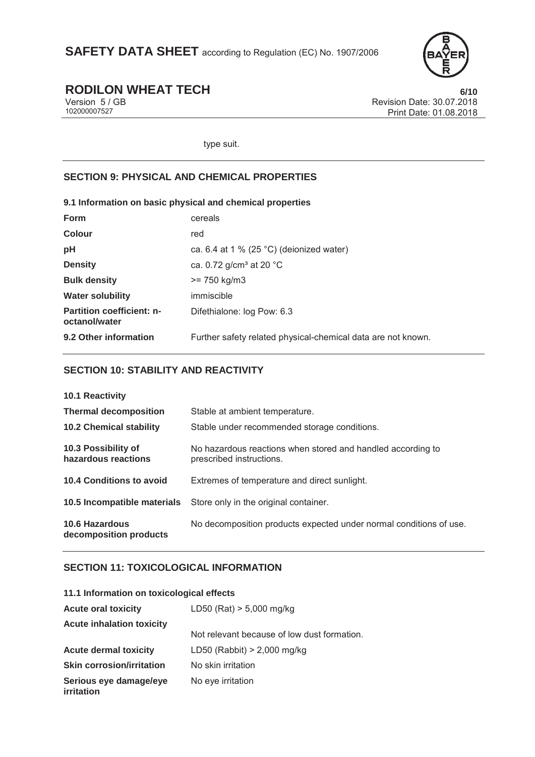type suit.

## SECTION 9: PHYSICAL AND CHEMICAL PROPERTIES

### 9.1 Information on basic physical and chemical properties

| | |
|---|---|
| **Form** | cereals |
| **Colour** | red |
| **pH** | ca. 6.4 at 1 % (25 °C) (deionized water) |
| **Density** | ca. 0.72 g/cm³ at 20 °C |
| **Bulk density** | >= 750 kg/m3 |
| **Water solubility** | immiscible |
| **Partition coefficient: n-octanol/water** | Difethialone: log Pow: 6.3 |
| **9.2 Other information** | Further safety related physical-chemical data are not known. |

## SECTION 10: STABILITY AND REACTIVITY

| | |
|---|---|
| **10.1 Reactivity** | |
| **Thermal decomposition** | Stable at ambient temperature. |
| **10.2 Chemical stability** | Stable under recommended storage conditions. |
| **10.3 Possibility of hazardous reactions** | No hazardous reactions when stored and handled according to prescribed instructions. |
| **10.4 Conditions to avoid** | Extremes of temperature and direct sunlight. |
| **10.5 Incompatible materials** | Store only in the original container. |
| **10.6 Hazardous decomposition products** | No decomposition products expected under normal conditions of use. |

## SECTION 11: TOXICOLOGICAL INFORMATION

### 11.1 Information on toxicological effects

| | |
|---|---|
| **Acute oral toxicity** | LD50 (Rat) > 5,000 mg/kg |
| **Acute inhalation toxicity** | Not relevant because of low dust formation. |
| **Acute dermal toxicity** | LD50 (Rabbit) > 2,000 mg/kg |
| **Skin corrosion/irritation** | No skin irritation |
| **Serious eye damage/eye irritation** | No eye irritation |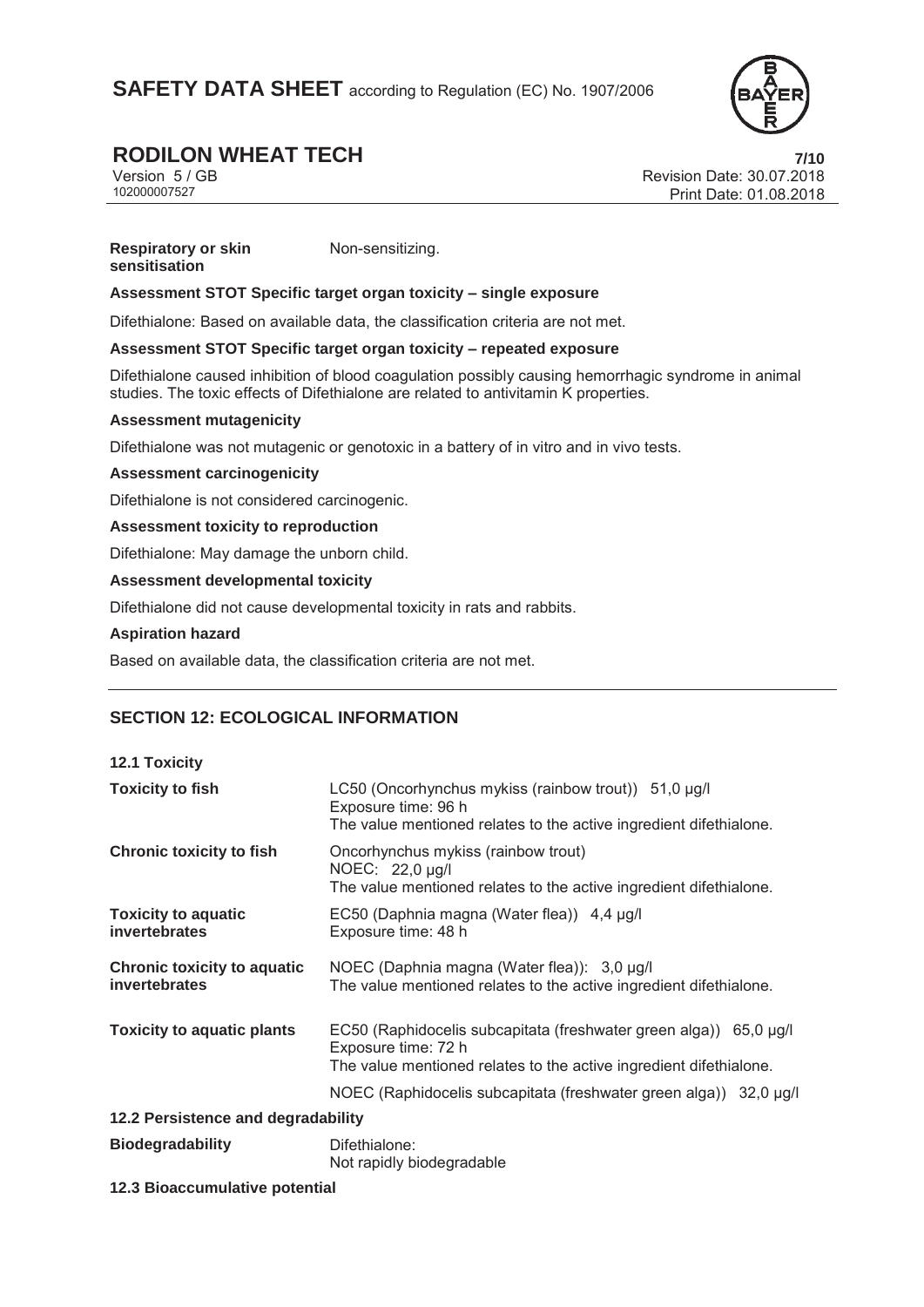| | |
|---|---|
| **Respiratory or skin sensitisation** | Non-sensitizing. |

**Assessment STOT Specific target organ toxicity – single exposure**

Difethialone: Based on available data, the classification criteria are not met.

**Assessment STOT Specific target organ toxicity – repeated exposure**

Difethialone caused inhibition of blood coagulation possibly causing hemorrhagic syndrome in animal studies. The toxic effects of Difethialone are related to antivitamin K properties.

**Assessment mutagenicity**

Difethialone was not mutagenic or genotoxic in a battery of in vitro and in vivo tests.

**Assessment carcinogenicity**

Difethialone is not considered carcinogenic.

**Assessment toxicity to reproduction**

Difethialone: May damage the unborn child.

**Assessment developmental toxicity**

Difethialone did not cause developmental toxicity in rats and rabbits.

**Aspiration hazard**

Based on available data, the classification criteria are not met.

## SECTION 12: ECOLOGICAL INFORMATION

**12.1 Toxicity**

| | |
|---|---|
| **Toxicity to fish** | LC50 (Oncorhynchus mykiss (rainbow trout)) 51,0 µg/l<br>Exposure time: 96 h<br>The value mentioned relates to the active ingredient difethialone. |
| **Chronic toxicity to fish** | Oncorhynchus mykiss (rainbow trout)<br>NOEC: 22,0 µg/l<br>The value mentioned relates to the active ingredient difethialone. |
| **Toxicity to aquatic invertebrates** | EC50 (Daphnia magna (Water flea)) 4,4 µg/l<br>Exposure time: 48 h |
| **Chronic toxicity to aquatic invertebrates** | NOEC (Daphnia magna (Water flea)): 3,0 µg/l<br>The value mentioned relates to the active ingredient difethialone. |
| **Toxicity to aquatic plants** | EC50 (Raphidocelis subcapitata (freshwater green alga)) 65,0 µg/l<br>Exposure time: 72 h<br>The value mentioned relates to the active ingredient difethialone.<br><br>NOEC (Raphidocelis subcapitata (freshwater green alga)) 32,0 µg/l |

**12.2 Persistence and degradability**

| | |
|---|---|
| **Biodegradability** | Difethialone:<br>Not rapidly biodegradable |

**12.3 Bioaccumulative potential**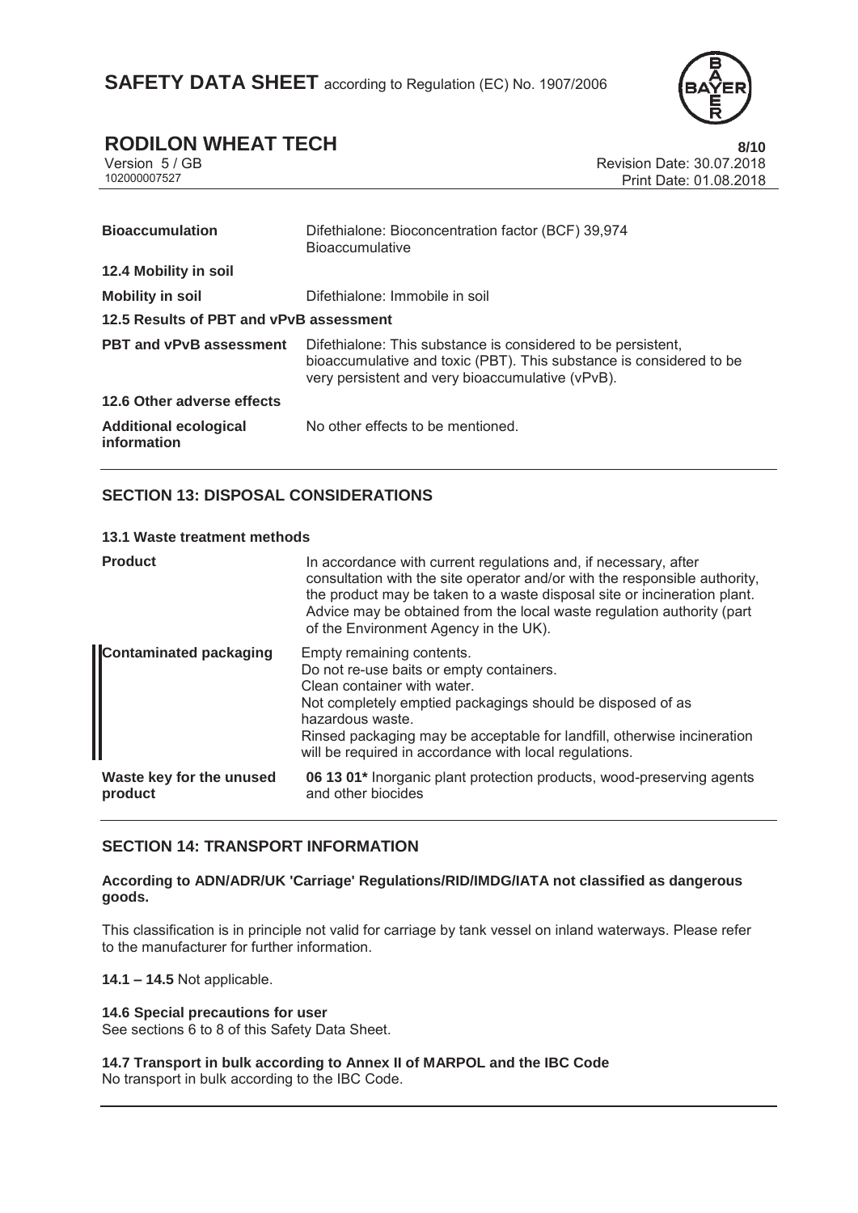| | |
|---|---|
| **Bioaccumulation** | Difethialone: Bioconcentration factor (BCF) 39,974<br>Bioaccumulative |
| **12.4 Mobility in soil** | |
| **Mobility in soil** | Difethialone: Immobile in soil |
| **12.5 Results of PBT and vPvB assessment** | |
| **PBT and vPvB assessment** | Difethialone: This substance is considered to be persistent, bioaccumulative and toxic (PBT). This substance is considered to be very persistent and very bioaccumulative (vPvB). |
| **12.6 Other adverse effects** | |
| **Additional ecological information** | No other effects to be mentioned. |

## SECTION 13: DISPOSAL CONSIDERATIONS

**13.1 Waste treatment methods**

| | |
|---|---|
| **Product** | In accordance with current regulations and, if necessary, after consultation with the site operator and/or with the responsible authority, the product may be taken to a waste disposal site or incineration plant. Advice may be obtained from the local waste regulation authority (part of the Environment Agency in the UK). |
| **Contaminated packaging** | Empty remaining contents.<br>Do not re-use baits or empty containers.<br>Clean container with water.<br>Not completely emptied packagings should be disposed of as hazardous waste.<br>Rinsed packaging may be acceptable for landfill, otherwise incineration will be required in accordance with local regulations. |
| **Waste key for the unused product** | **06 13 01*** Inorganic plant protection products, wood-preserving agents and other biocides |

## SECTION 14: TRANSPORT INFORMATION

**According to ADN/ADR/UK 'Carriage' Regulations/RID/IMDG/IATA not classified as dangerous goods.**

This classification is in principle not valid for carriage by tank vessel on inland waterways. Please refer to the manufacturer for further information.

**14.1 – 14.5** Not applicable.

**14.6 Special precautions for user**
See sections 6 to 8 of this Safety Data Sheet.

**14.7 Transport in bulk according to Annex II of MARPOL and the IBC Code**
No transport in bulk according to the IBC Code.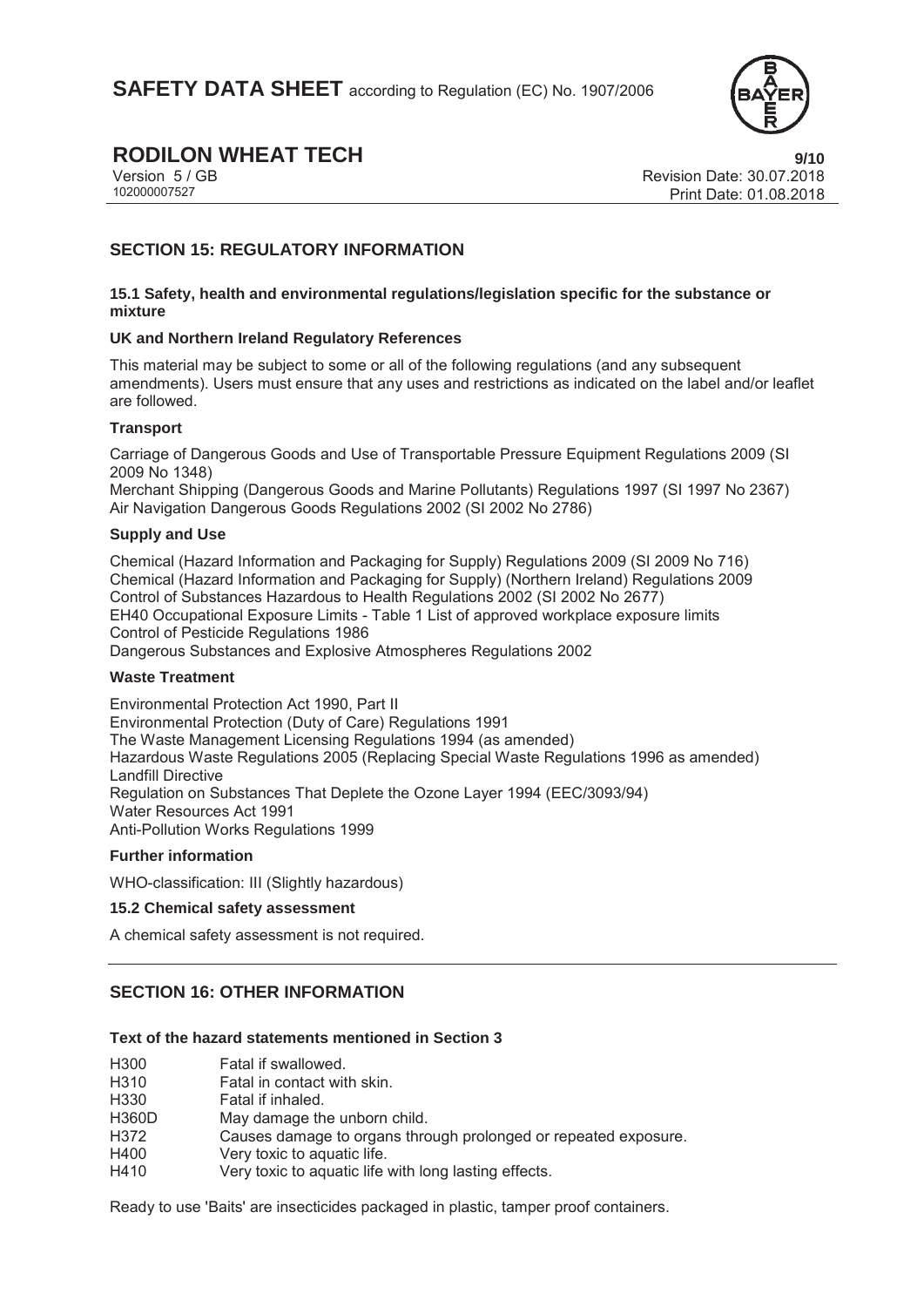## SECTION 15: REGULATORY INFORMATION

### 15.1 Safety, health and environmental regulations/legislation specific for the substance or mixture

**UK and Northern Ireland Regulatory References**

This material may be subject to some or all of the following regulations (and any subsequent amendments). Users must ensure that any uses and restrictions as indicated on the label and/or leaflet are followed.

**Transport**

Carriage of Dangerous Goods and Use of Transportable Pressure Equipment Regulations 2009 (SI 2009 No 1348)
Merchant Shipping (Dangerous Goods and Marine Pollutants) Regulations 1997 (SI 1997 No 2367)
Air Navigation Dangerous Goods Regulations 2002 (SI 2002 No 2786)

**Supply and Use**

Chemical (Hazard Information and Packaging for Supply) Regulations 2009 (SI 2009 No 716)
Chemical (Hazard Information and Packaging for Supply) (Northern Ireland) Regulations 2009
Control of Substances Hazardous to Health Regulations 2002 (SI 2002 No 2677)
EH40 Occupational Exposure Limits - Table 1 List of approved workplace exposure limits
Control of Pesticide Regulations 1986
Dangerous Substances and Explosive Atmospheres Regulations 2002

**Waste Treatment**

Environmental Protection Act 1990, Part II
Environmental Protection (Duty of Care) Regulations 1991
The Waste Management Licensing Regulations 1994 (as amended)
Hazardous Waste Regulations 2005 (Replacing Special Waste Regulations 1996 as amended)
Landfill Directive
Regulation on Substances That Deplete the Ozone Layer 1994 (EEC/3093/94)
Water Resources Act 1991
Anti-Pollution Works Regulations 1999

**Further information**

WHO-classification: III (Slightly hazardous)

### 15.2 Chemical safety assessment

A chemical safety assessment is not required.

## SECTION 16: OTHER INFORMATION

**Text of the hazard statements mentioned in Section 3**

| | |
|---|---|
| H300 | Fatal if swallowed. |
| H310 | Fatal in contact with skin. |
| H330 | Fatal if inhaled. |
| H360D | May damage the unborn child. |
| H372 | Causes damage to organs through prolonged or repeated exposure. |
| H400 | Very toxic to aquatic life. |
| H410 | Very toxic to aquatic life with long lasting effects. |

Ready to use 'Baits' are insecticides packaged in plastic, tamper proof containers.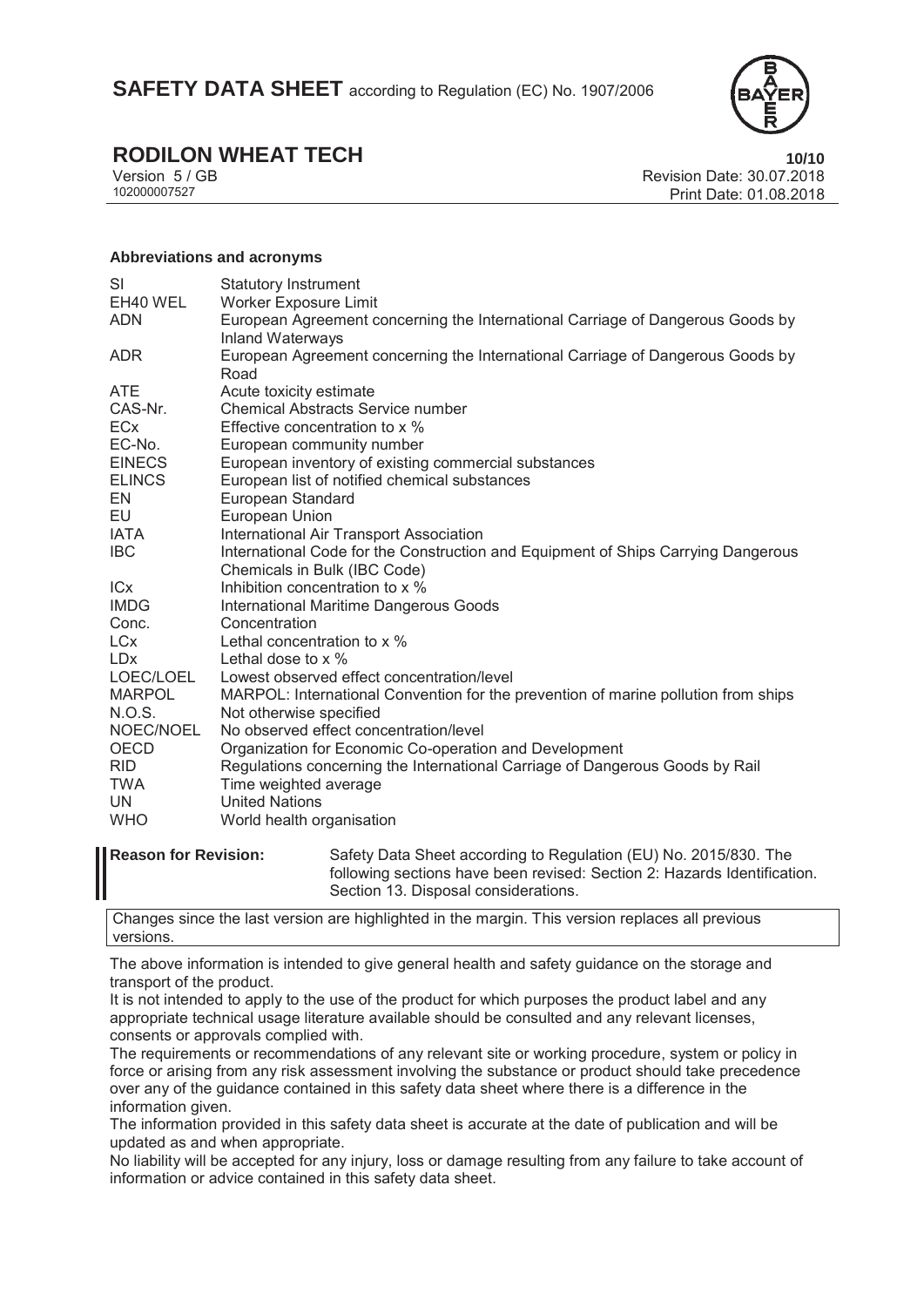**Abbreviations and acronyms**

| | |
|---|---|
| SI | Statutory Instrument |
| EH40 WEL | Worker Exposure Limit |
| ADN | European Agreement concerning the International Carriage of Dangerous Goods by Inland Waterways |
| ADR | European Agreement concerning the International Carriage of Dangerous Goods by Road |
| ATE | Acute toxicity estimate |
| CAS-Nr. | Chemical Abstracts Service number |
| ECx | Effective concentration to x % |
| EC-No. | European community number |
| EINECS | European inventory of existing commercial substances |
| ELINCS | European list of notified chemical substances |
| EN | European Standard |
| EU | European Union |
| IATA | International Air Transport Association |
| IBC | International Code for the Construction and Equipment of Ships Carrying Dangerous Chemicals in Bulk (IBC Code) |
| ICx | Inhibition concentration to x % |
| IMDG | International Maritime Dangerous Goods |
| Conc. | Concentration |
| LCx | Lethal concentration to x % |
| LDx | Lethal dose to x % |
| LOEC/LOEL | Lowest observed effect concentration/level |
| MARPOL | MARPOL: International Convention for the prevention of marine pollution from ships |
| N.O.S. | Not otherwise specified |
| NOEC/NOEL | No observed effect concentration/level |
| OECD | Organization for Economic Co-operation and Development |
| RID | Regulations concerning the International Carriage of Dangerous Goods by Rail |
| TWA | Time weighted average |
| UN | United Nations |
| WHO | World health organisation |

**Reason for Revision:** Safety Data Sheet according to Regulation (EU) No. 2015/830. The following sections have been revised: Section 2: Hazards Identification. Section 13. Disposal considerations.

Changes since the last version are highlighted in the margin. This version replaces all previous versions.

The above information is intended to give general health and safety guidance on the storage and transport of the product.

It is not intended to apply to the use of the product for which purposes the product label and any appropriate technical usage literature available should be consulted and any relevant licenses, consents or approvals complied with.

The requirements or recommendations of any relevant site or working procedure, system or policy in force or arising from any risk assessment involving the substance or product should take precedence over any of the guidance contained in this safety data sheet where there is a difference in the information given.

The information provided in this safety data sheet is accurate at the date of publication and will be updated as and when appropriate.

No liability will be accepted for any injury, loss or damage resulting from any failure to take account of information or advice contained in this safety data sheet.